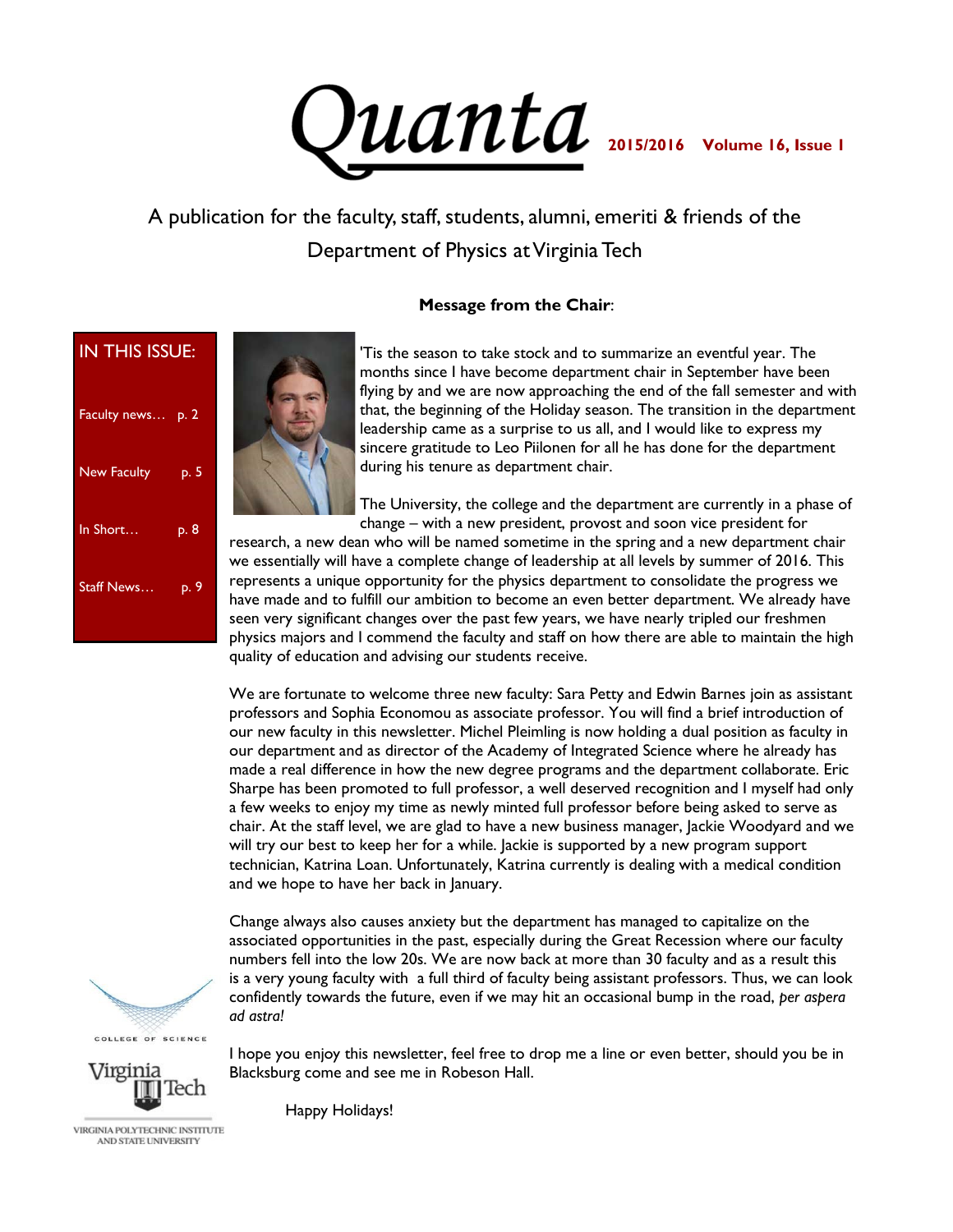# Quanta

**2015/2016 Volume 16, Issue 1**

A publication for the faculty, staff, students, alumni, emeriti & friends of the Department of Physics at Virginia Tech

**IN THIS ISSUE:**

- Faculty news… p. 2
- New Faculty p. 5
- In Short… p. 8
- Staff News… p. 9

## Message from the Chair:

'Tis the season to take stock and to summarize an eventful year. The months since I have become department chair in September have been flying by and we are now approaching the end of the fall semester and with that, the beginning of the Holiday season. The transition in the department leadership came as a surprise to us all, and I would like to express my sincere gratitude to Leo Piilonen for all he has done for the department during his tenure as department chair.

The University, the college and the department are currently in a phase of change – with a new president, provost and soon vice president for research, a new dean who will be named sometime in the spring and a new department chair we essentially will have a complete change of leadership at all levels by summer of 2016. This represents a unique opportunity for the physics department to consolidate the progress we have made and to fulfill our ambition to become an even better department. We already have seen very significant changes over the past few years, we have nearly tripled our freshmen physics majors and I commend the faculty and staff on how there are able to maintain the high quality of education and advising our students receive.

We are fortunate to welcome three new faculty: Sara Petty and Edwin Barnes join as assistant professors and Sophia Economou as associate professor. You will find a brief introduction of our new faculty in this newsletter. Michel Pleimling is now holding a dual position as faculty in our department and as director of the Academy of Integrated Science where he already has made a real difference in how the new degree programs and the department collaborate. Eric Sharpe has been promoted to full professor, a well deserved recognition and I myself had only a few weeks to enjoy my time as newly minted full professor before being asked to serve as chair. At the staff level, we are glad to have a new business manager, Jackie Woodyard and we will try our best to keep her for a while. Jackie is supported by a new program support technician, Katrina Loan. Unfortunately, Katrina currently is dealing with a medical condition and we hope to have her back in January.

Change always also causes anxiety but the department has managed to capitalize on the associated opportunities in the past, especially during the Great Recession where our faculty numbers fell into the low 20s. We are now back at more than 30 faculty and as a result this is a very young faculty with a full third of faculty being assistant professors. Thus, we can look confidently towards the future, even if we may hit an occasional bump in the road, *per aspera ad astra!*

I hope you enjoy this newsletter, feel free to drop me a line or even better, should you be in Blacksburg come and see me in Robeson Hall.

Happy Holidays!

COLLEGE OF SCIENCE

Virginia Tech

VIRGINIA POLYTECHNIC INSTITUTE AND STATE UNIVERSITY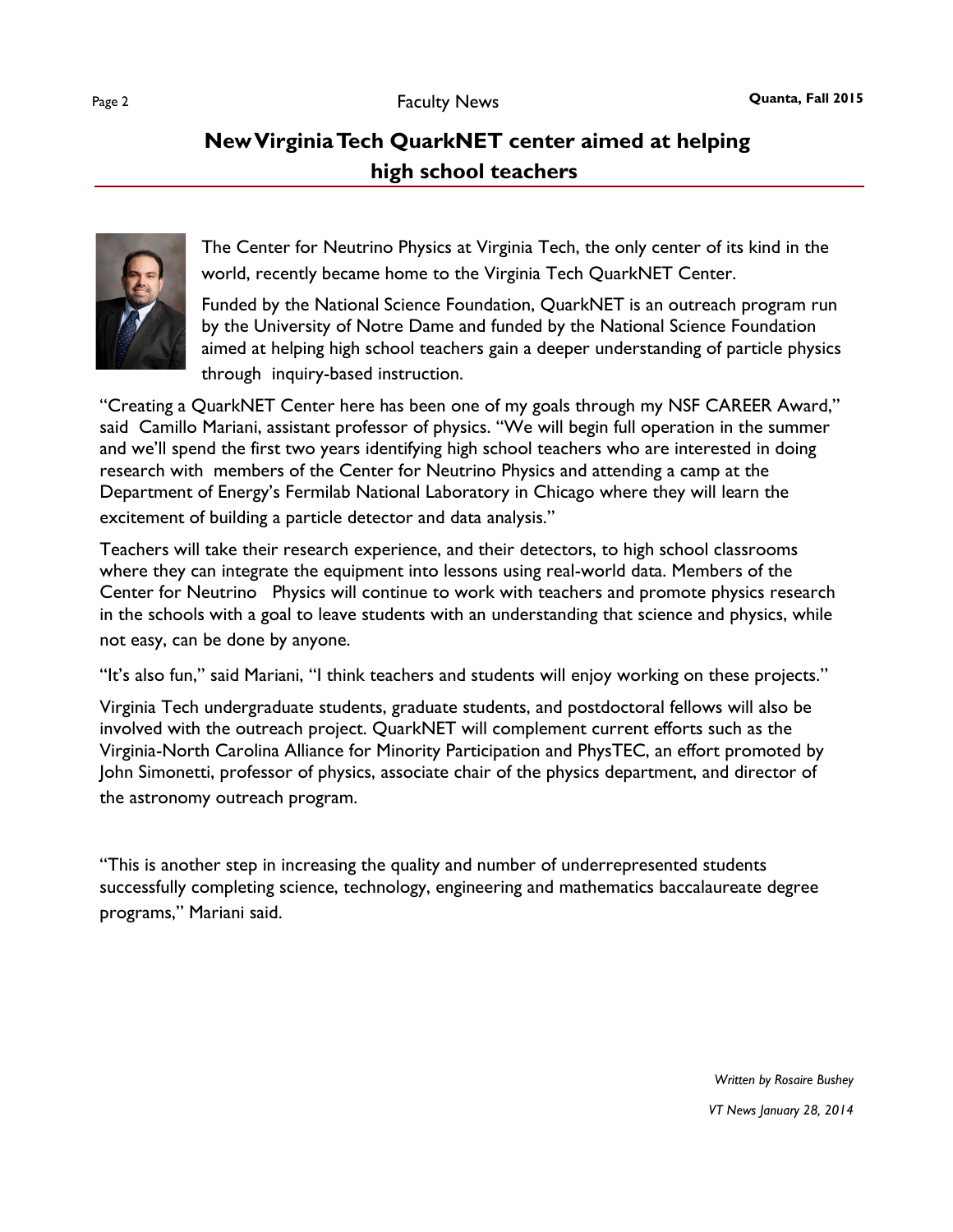# New Virginia Tech QuarkNET center aimed at helping high school teachers

The Center for Neutrino Physics at Virginia Tech, the only center of its kind in the world, recently became home to the Virginia Tech QuarkNET Center.

Funded by the National Science Foundation, QuarkNET is an outreach program run by the University of Notre Dame and funded by the National Science Foundation aimed at helping high school teachers gain a deeper understanding of particle physics through inquiry-based instruction.

"Creating a QuarkNET Center here has been one of my goals through my NSF CAREER Award," said Camillo Mariani, assistant professor of physics. "We will begin full operation in the summer and we'll spend the first two years identifying high school teachers who are interested in doing research with members of the Center for Neutrino Physics and attending a camp at the Department of Energy's Fermilab National Laboratory in Chicago where they will learn the excitement of building a particle detector and data analysis."

Teachers will take their research experience, and their detectors, to high school classrooms where they can integrate the equipment into lessons using real-world data. Members of the Center for Neutrino Physics will continue to work with teachers and promote physics research in the schools with a goal to leave students with an understanding that science and physics, while not easy, can be done by anyone.

"It's also fun," said Mariani, "I think teachers and students will enjoy working on these projects."

Virginia Tech undergraduate students, graduate students, and postdoctoral fellows will also be involved with the outreach project. QuarkNET will complement current efforts such as the Virginia-North Carolina Alliance for Minority Participation and PhysTEC, an effort promoted by John Simonetti, professor of physics, associate chair of the physics department, and director of the astronomy outreach program.

"This is another step in increasing the quality and number of underrepresented students successfully completing science, technology, engineering and mathematics baccalaureate degree programs," Mariani said.

*Written by Rosaire Bushey*

*VT News January 28, 2014*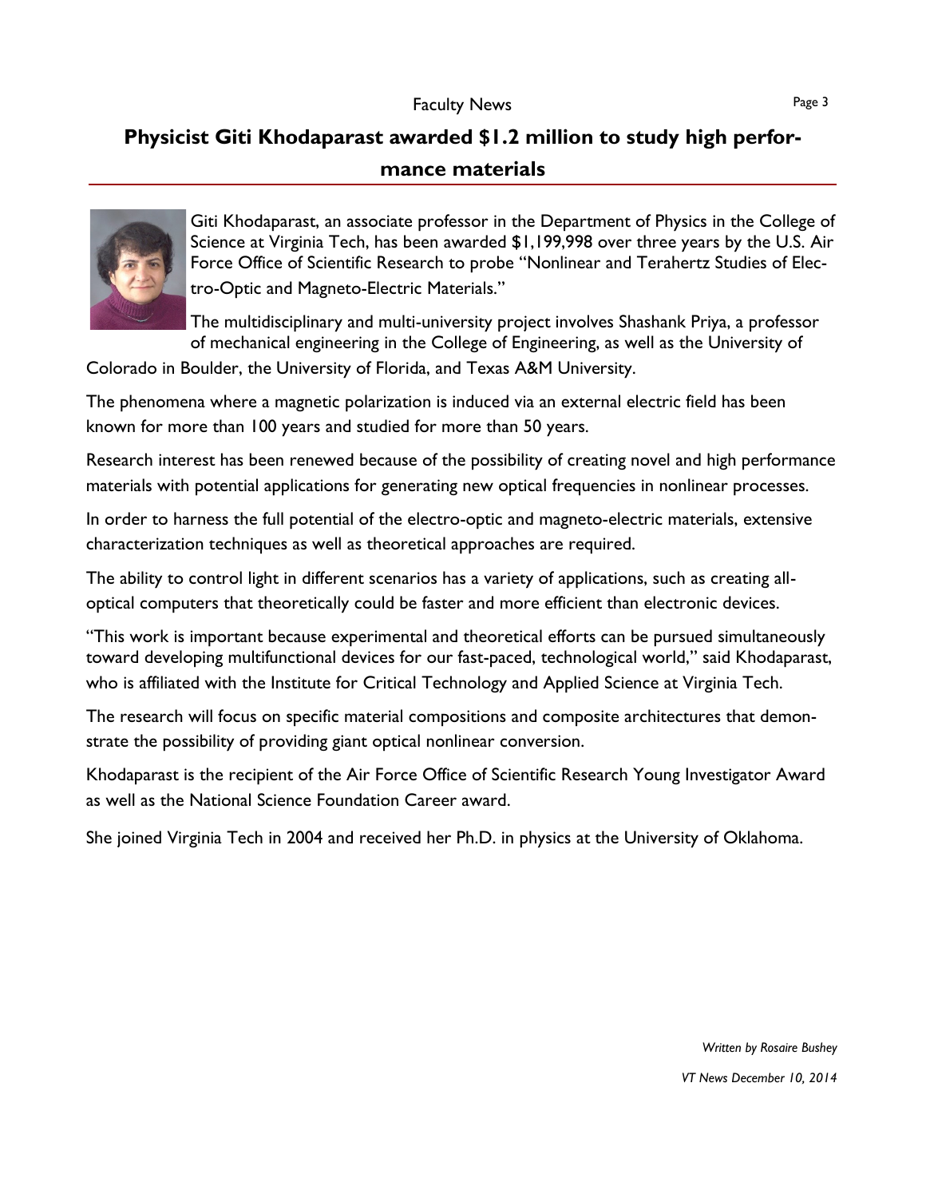## Physicist Giti Khodaparast awarded $1.2 million to study high performance materials

Giti Khodaparast, an associate professor in the Department of Physics in the College of Science at Virginia Tech, has been awarded $1,199,998 over three years by the U.S. Air Force Office of Scientific Research to probe "Nonlinear and Terahertz Studies of Electro-Optic and Magneto-Electric Materials."

The multidisciplinary and multi-university project involves Shashank Priya, a professor of mechanical engineering in the College of Engineering, as well as the University of Colorado in Boulder, the University of Florida, and Texas A&M University.

The phenomena where a magnetic polarization is induced via an external electric field has been known for more than 100 years and studied for more than 50 years.

Research interest has been renewed because of the possibility of creating novel and high performance materials with potential applications for generating new optical frequencies in nonlinear processes.

In order to harness the full potential of the electro-optic and magneto-electric materials, extensive characterization techniques as well as theoretical approaches are required.

The ability to control light in different scenarios has a variety of applications, such as creating all-optical computers that theoretically could be faster and more efficient than electronic devices.

"This work is important because experimental and theoretical efforts can be pursued simultaneously toward developing multifunctional devices for our fast-paced, technological world," said Khodaparast, who is affiliated with the Institute for Critical Technology and Applied Science at Virginia Tech.

The research will focus on specific material compositions and composite architectures that demonstrate the possibility of providing giant optical nonlinear conversion.

Khodaparast is the recipient of the Air Force Office of Scientific Research Young Investigator Award as well as the National Science Foundation Career award.

She joined Virginia Tech in 2004 and received her Ph.D. in physics at the University of Oklahoma.

*Written by Rosaire Bushey*

*VT News December 10, 2014*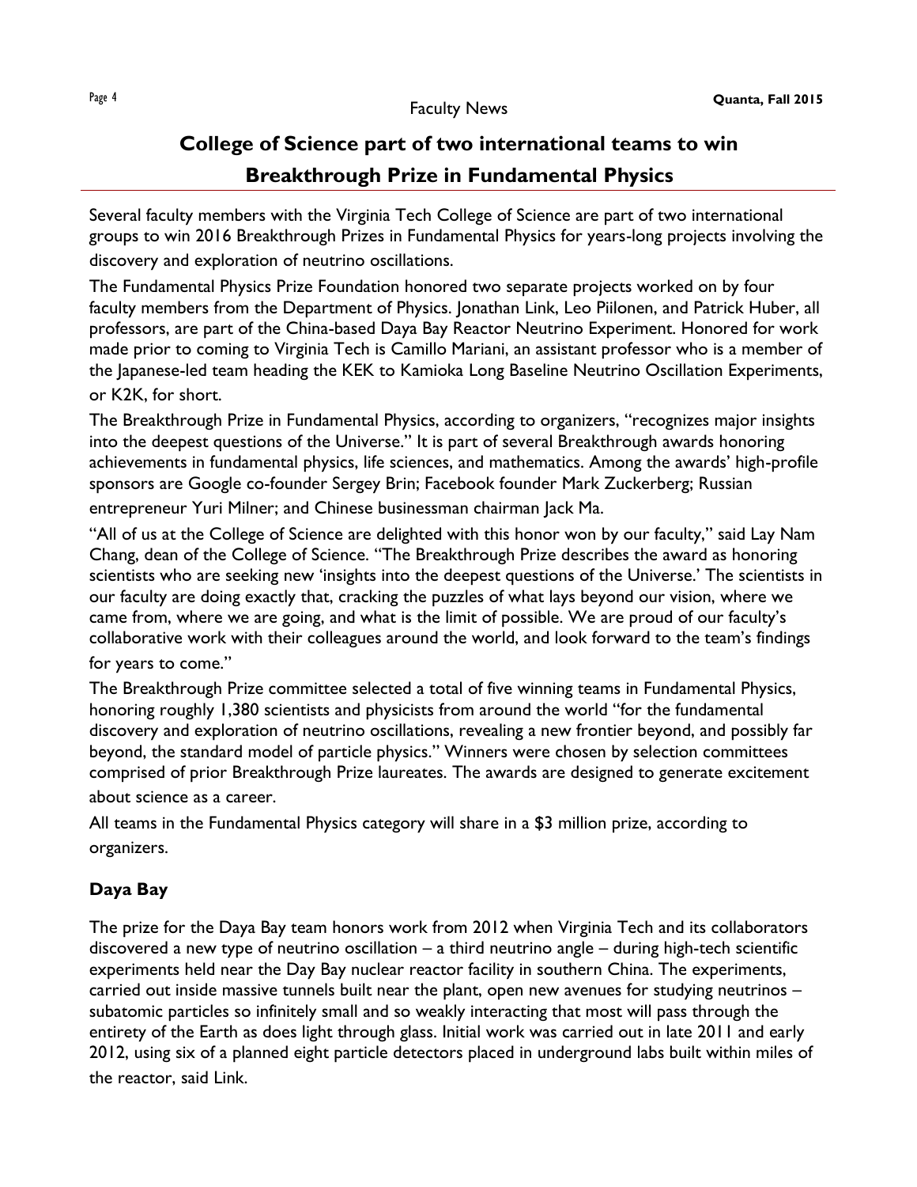# College of Science part of two international teams to win Breakthrough Prize in Fundamental Physics

Several faculty members with the Virginia Tech College of Science are part of two international groups to win 2016 Breakthrough Prizes in Fundamental Physics for years-long projects involving the discovery and exploration of neutrino oscillations.

The Fundamental Physics Prize Foundation honored two separate projects worked on by four faculty members from the Department of Physics. Jonathan Link, Leo Piilonen, and Patrick Huber, all professors, are part of the China-based Daya Bay Reactor Neutrino Experiment. Honored for work made prior to coming to Virginia Tech is Camillo Mariani, an assistant professor who is a member of the Japanese-led team heading the KEK to Kamioka Long Baseline Neutrino Oscillation Experiments, or K2K, for short.

The Breakthrough Prize in Fundamental Physics, according to organizers, "recognizes major insights into the deepest questions of the Universe." It is part of several Breakthrough awards honoring achievements in fundamental physics, life sciences, and mathematics. Among the awards' high-profile sponsors are Google co-founder Sergey Brin; Facebook founder Mark Zuckerberg; Russian entrepreneur Yuri Milner; and Chinese businessman chairman Jack Ma.

"All of us at the College of Science are delighted with this honor won by our faculty," said Lay Nam Chang, dean of the College of Science. "The Breakthrough Prize describes the award as honoring scientists who are seeking new 'insights into the deepest questions of the Universe.' The scientists in our faculty are doing exactly that, cracking the puzzles of what lays beyond our vision, where we came from, where we are going, and what is the limit of possible. We are proud of our faculty's collaborative work with their colleagues around the world, and look forward to the team's findings for years to come."

The Breakthrough Prize committee selected a total of five winning teams in Fundamental Physics, honoring roughly 1,380 scientists and physicists from around the world "for the fundamental discovery and exploration of neutrino oscillations, revealing a new frontier beyond, and possibly far beyond, the standard model of particle physics." Winners were chosen by selection committees comprised of prior Breakthrough Prize laureates. The awards are designed to generate excitement about science as a career.

All teams in the Fundamental Physics category will share in a $3 million prize, according to organizers.

### Daya Bay

The prize for the Daya Bay team honors work from 2012 when Virginia Tech and its collaborators discovered a new type of neutrino oscillation – a third neutrino angle – during high-tech scientific experiments held near the Day Bay nuclear reactor facility in southern China. The experiments, carried out inside massive tunnels built near the plant, open new avenues for studying neutrinos – subatomic particles so infinitely small and so weakly interacting that most will pass through the entirety of the Earth as does light through glass. Initial work was carried out in late 2011 and early 2012, using six of a planned eight particle detectors placed in underground labs built within miles of the reactor, said Link.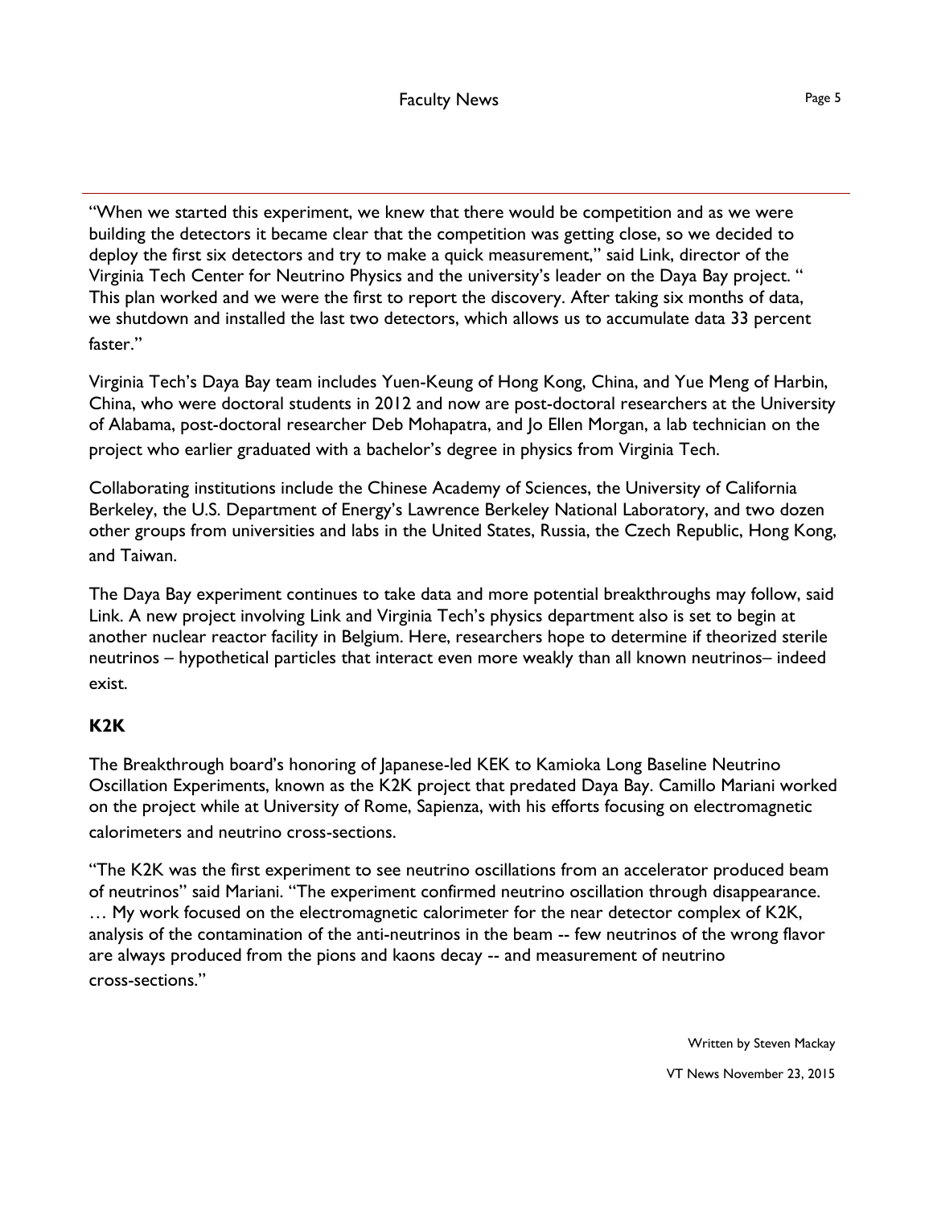"When we started this experiment, we knew that there would be competition and as we were building the detectors it became clear that the competition was getting close, so we decided to deploy the first six detectors and try to make a quick measurement," said Link, director of the Virginia Tech Center for Neutrino Physics and the university's leader on the Daya Bay project. " This plan worked and we were the first to report the discovery. After taking six months of data, we shutdown and installed the last two detectors, which allows us to accumulate data 33 percent faster."

Virginia Tech's Daya Bay team includes Yuen-Keung of Hong Kong, China, and Yue Meng of Harbin, China, who were doctoral students in 2012 and now are post-doctoral researchers at the University of Alabama, post-doctoral researcher Deb Mohapatra, and Jo Ellen Morgan, a lab technician on the project who earlier graduated with a bachelor's degree in physics from Virginia Tech.

Collaborating institutions include the Chinese Academy of Sciences, the University of California Berkeley, the U.S. Department of Energy's Lawrence Berkeley National Laboratory, and two dozen other groups from universities and labs in the United States, Russia, the Czech Republic, Hong Kong, and Taiwan.

The Daya Bay experiment continues to take data and more potential breakthroughs may follow, said Link. A new project involving Link and Virginia Tech's physics department also is set to begin at another nuclear reactor facility in Belgium. Here, researchers hope to determine if theorized sterile neutrinos – hypothetical particles that interact even more weakly than all known neutrinos– indeed exist.

**K2K**

The Breakthrough board's honoring of Japanese-led KEK to Kamioka Long Baseline Neutrino Oscillation Experiments, known as the K2K project that predated Daya Bay. Camillo Mariani worked on the project while at University of Rome, Sapienza, with his efforts focusing on electromagnetic calorimeters and neutrino cross-sections.

"The K2K was the first experiment to see neutrino oscillations from an accelerator produced beam of neutrinos" said Mariani. "The experiment confirmed neutrino oscillation through disappearance. … My work focused on the electromagnetic calorimeter for the near detector complex of K2K, analysis of the contamination of the anti-neutrinos in the beam -- few neutrinos of the wrong flavor are always produced from the pions and kaons decay -- and measurement of neutrino cross-sections."

Written by Steven Mackay

VT News November 23, 2015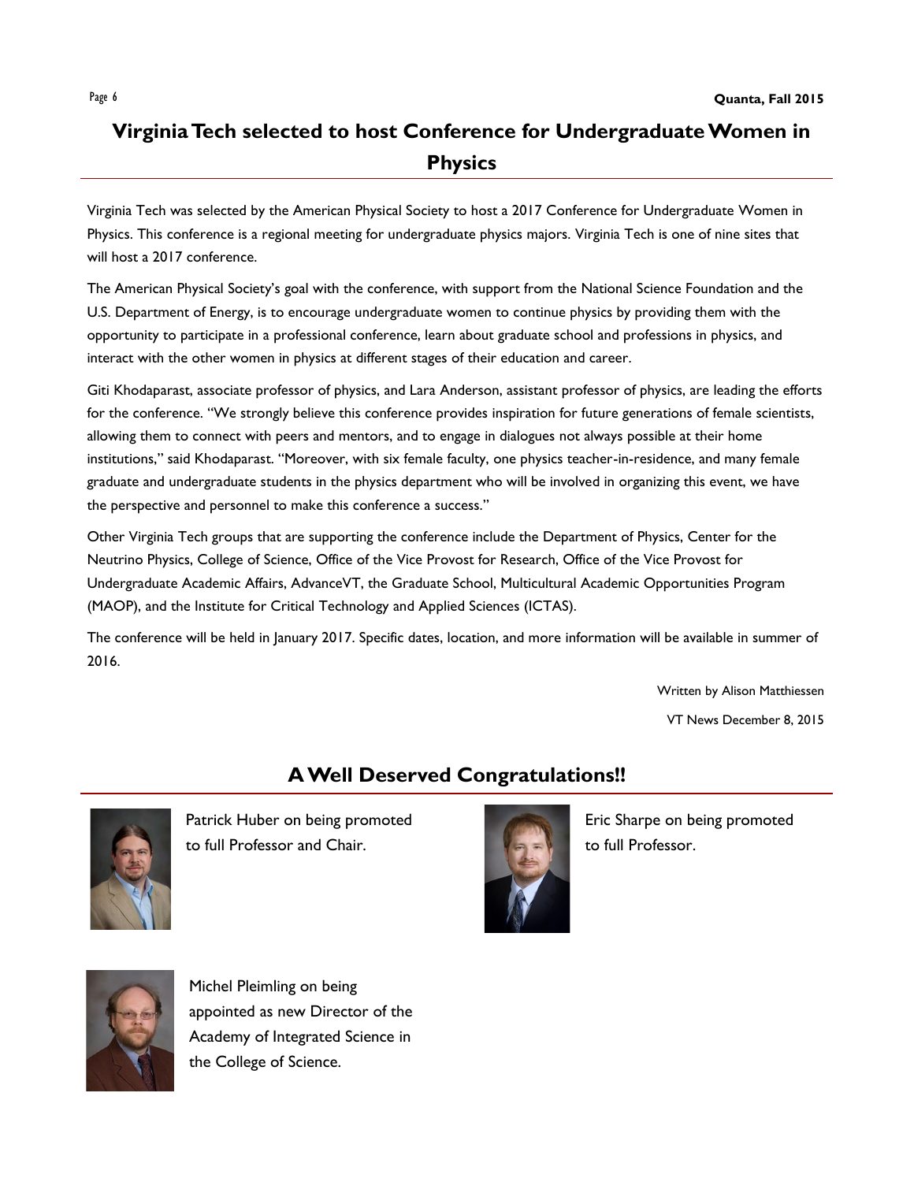## Virginia Tech selected to host Conference for Undergraduate Women in Physics

Virginia Tech was selected by the American Physical Society to host a 2017 Conference for Undergraduate Women in Physics. This conference is a regional meeting for undergraduate physics majors. Virginia Tech is one of nine sites that will host a 2017 conference.

The American Physical Society's goal with the conference, with support from the National Science Foundation and the U.S. Department of Energy, is to encourage undergraduate women to continue physics by providing them with the opportunity to participate in a professional conference, learn about graduate school and professions in physics, and interact with the other women in physics at different stages of their education and career.

Giti Khodaparast, associate professor of physics, and Lara Anderson, assistant professor of physics, are leading the efforts for the conference. "We strongly believe this conference provides inspiration for future generations of female scientists, allowing them to connect with peers and mentors, and to engage in dialogues not always possible at their home institutions," said Khodaparast. "Moreover, with six female faculty, one physics teacher-in-residence, and many female graduate and undergraduate students in the physics department who will be involved in organizing this event, we have the perspective and personnel to make this conference a success."

Other Virginia Tech groups that are supporting the conference include the Department of Physics, Center for the Neutrino Physics, College of Science, Office of the Vice Provost for Research, Office of the Vice Provost for Undergraduate Academic Affairs, AdvanceVT, the Graduate School, Multicultural Academic Opportunities Program (MAOP), and the Institute for Critical Technology and Applied Sciences (ICTAS).

The conference will be held in January 2017. Specific dates, location, and more information will be available in summer of 2016.

Written by Alison Matthiessen

VT News December 8, 2015

## A Well Deserved Congratulations!!

Patrick Huber on being promoted to full Professor and Chair.

Eric Sharpe on being promoted to full Professor.

Michel Pleimling on being appointed as new Director of the Academy of Integrated Science in the College of Science.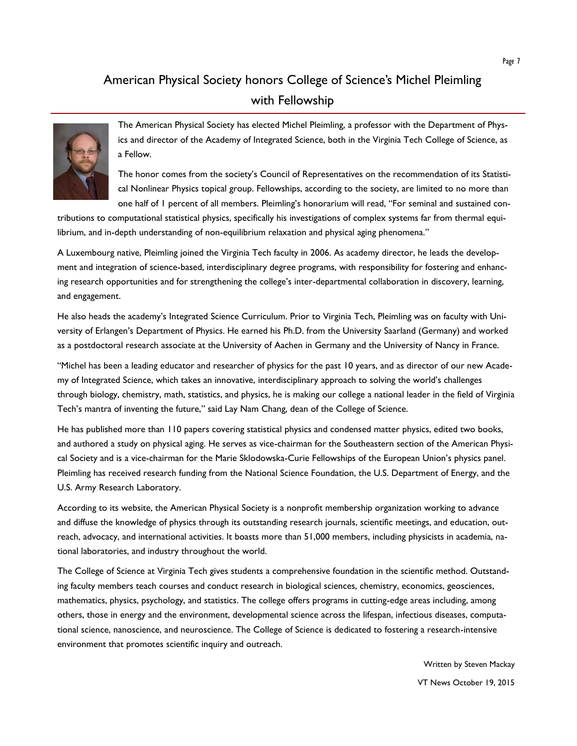# American Physical Society honors College of Science's Michel Pleimling with Fellowship

The American Physical Society has elected Michel Pleimling, a professor with the Department of Physics and director of the Academy of Integrated Science, both in the Virginia Tech College of Science, as a Fellow.

The honor comes from the society's Council of Representatives on the recommendation of its Statistical Nonlinear Physics topical group. Fellowships, according to the society, are limited to no more than one half of 1 percent of all members. Pleimling's honorarium will read, "For seminal and sustained contributions to computational statistical physics, specifically his investigations of complex systems far from thermal equilibrium, and in-depth understanding of non-equilibrium relaxation and physical aging phenomena."

A Luxembourg native, Pleimling joined the Virginia Tech faculty in 2006. As academy director, he leads the development and integration of science-based, interdisciplinary degree programs, with responsibility for fostering and enhancing research opportunities and for strengthening the college's inter-departmental collaboration in discovery, learning, and engagement.

He also heads the academy's Integrated Science Curriculum. Prior to Virginia Tech, Pleimling was on faculty with University of Erlangen's Department of Physics. He earned his Ph.D. from the University Saarland (Germany) and worked as a postdoctoral research associate at the University of Aachen in Germany and the University of Nancy in France.

"Michel has been a leading educator and researcher of physics for the past 10 years, and as director of our new Academy of Integrated Science, which takes an innovative, interdisciplinary approach to solving the world's challenges through biology, chemistry, math, statistics, and physics, he is making our college a national leader in the field of Virginia Tech's mantra of inventing the future," said Lay Nam Chang, dean of the College of Science.

He has published more than 110 papers covering statistical physics and condensed matter physics, edited two books, and authored a study on physical aging. He serves as vice-chairman for the Southeastern section of the American Physical Society and is a vice-chairman for the Marie Sklodowska-Curie Fellowships of the European Union's physics panel. Pleimling has received research funding from the National Science Foundation, the U.S. Department of Energy, and the U.S. Army Research Laboratory.

According to its website, the American Physical Society is a nonprofit membership organization working to advance and diffuse the knowledge of physics through its outstanding research journals, scientific meetings, and education, outreach, advocacy, and international activities. It boasts more than 51,000 members, including physicists in academia, national laboratories, and industry throughout the world.

The College of Science at Virginia Tech gives students a comprehensive foundation in the scientific method. Outstanding faculty members teach courses and conduct research in biological sciences, chemistry, economics, geosciences, mathematics, physics, psychology, and statistics. The college offers programs in cutting-edge areas including, among others, those in energy and the environment, developmental science across the lifespan, infectious diseases, computational science, nanoscience, and neuroscience. The College of Science is dedicated to fostering a research-intensive environment that promotes scientific inquiry and outreach.

Written by Steven Mackay

VT News October 19, 2015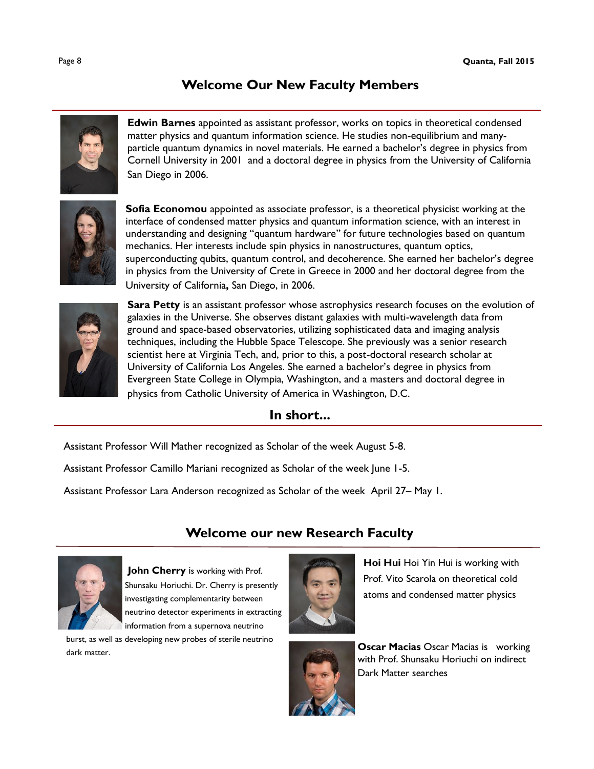## Welcome Our New Faculty Members

**Edwin Barnes** appointed as assistant professor, works on topics in theoretical condensed matter physics and quantum information science. He studies non-equilibrium and many-particle quantum dynamics in novel materials. He earned a bachelor's degree in physics from Cornell University in 2001 and a doctoral degree in physics from the University of California San Diego in 2006.

**Sofia Economou** appointed as associate professor, is a theoretical physicist working at the interface of condensed matter physics and quantum information science, with an interest in understanding and designing "quantum hardware" for future technologies based on quantum mechanics. Her interests include spin physics in nanostructures, quantum optics, superconducting qubits, quantum control, and decoherence. She earned her bachelor's degree in physics from the University of Crete in Greece in 2000 and her doctoral degree from the University of California**,** San Diego, in 2006.

**Sara Petty** is an assistant professor whose astrophysics research focuses on the evolution of galaxies in the Universe. She observes distant galaxies with multi-wavelength data from ground and space-based observatories, utilizing sophisticated data and imaging analysis techniques, including the Hubble Space Telescope. She previously was a senior research scientist here at Virginia Tech, and, prior to this, a post-doctoral research scholar at University of California Los Angeles. She earned a bachelor's degree in physics from Evergreen State College in Olympia, Washington, and a masters and doctoral degree in physics from Catholic University of America in Washington, D.C.

## In short...

Assistant Professor Will Mather recognized as Scholar of the week August 5-8.

Assistant Professor Camillo Mariani recognized as Scholar of the week June 1-5.

Assistant Professor Lara Anderson recognized as Scholar of the week April 27– May 1.

## Welcome our new Research Faculty

**John Cherry** is working with Prof. Shunsaku Horiuchi. Dr. Cherry is presently investigating complementarity between neutrino detector experiments in extracting information from a supernova neutrino burst, as well as developing new probes of sterile neutrino dark matter.

**Hoi Hui** Hoi Yin Hui is working with Prof. Vito Scarola on theoretical cold atoms and condensed matter physics

**Oscar Macias** Oscar Macias is working with Prof. Shunsaku Horiuchi on indirect Dark Matter searches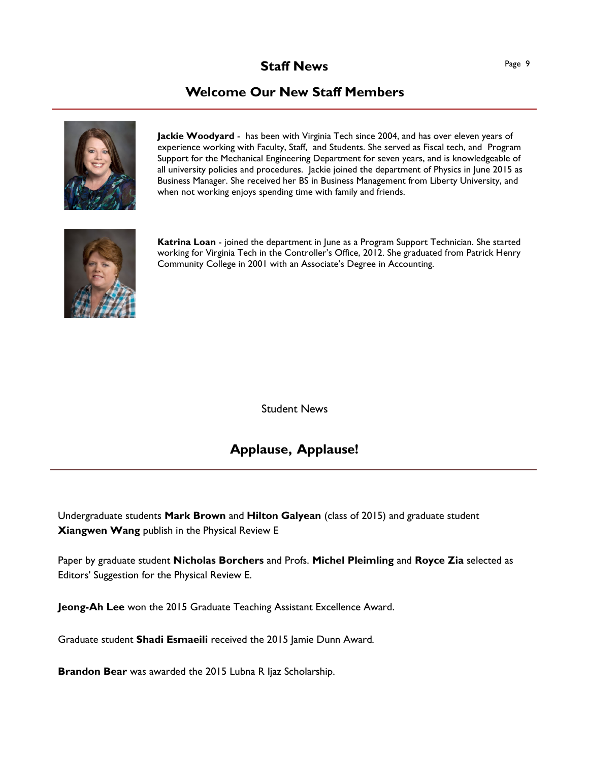# Staff News

## Welcome Our New Staff Members

**Jackie Woodyard** - has been with Virginia Tech since 2004, and has over eleven years of experience working with Faculty, Staff, and Students. She served as Fiscal tech, and Program Support for the Mechanical Engineering Department for seven years, and is knowledgeable of all university policies and procedures. Jackie joined the department of Physics in June 2015 as Business Manager. She received her BS in Business Management from Liberty University, and when not working enjoys spending time with family and friends.

**Katrina Loan** - joined the department in June as a Program Support Technician. She started working for Virginia Tech in the Controller's Office, 2012. She graduated from Patrick Henry Community College in 2001 with an Associate's Degree in Accounting.

Student News

## Applause, Applause!

Undergraduate students **Mark Brown** and **Hilton Galyean** (class of 2015) and graduate student **Xiangwen Wang** publish in the Physical Review E

Paper by graduate student **Nicholas Borchers** and Profs. **Michel Pleimling** and **Royce Zia** selected as Editors' Suggestion for the Physical Review E.

**Jeong-Ah Lee** won the 2015 Graduate Teaching Assistant Excellence Award.

Graduate student **Shadi Esmaeili** received the 2015 Jamie Dunn Award.

**Brandon Bear** was awarded the 2015 Lubna R Ijaz Scholarship.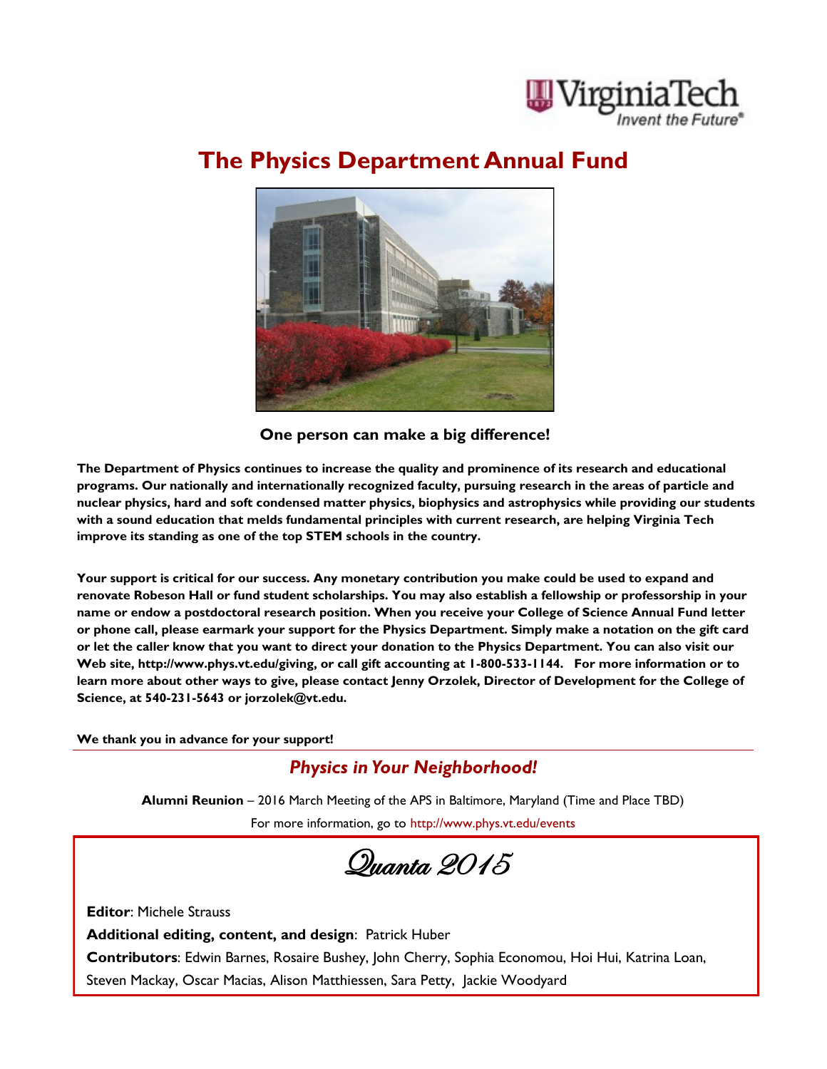# The Physics Department Annual Fund

**One person can make a big difference!**

**The Department of Physics continues to increase the quality and prominence of its research and educational programs. Our nationally and internationally recognized faculty, pursuing research in the areas of particle and nuclear physics, hard and soft condensed matter physics, biophysics and astrophysics while providing our students with a sound education that melds fundamental principles with current research, are helping Virginia Tech improve its standing as one of the top STEM schools in the country.**

**Your support is critical for our success. Any monetary contribution you make could be used to expand and renovate Robeson Hall or fund student scholarships. You may also establish a fellowship or professorship in your name or endow a postdoctoral research position. When you receive your College of Science Annual Fund letter or phone call, please earmark your support for the Physics Department. Simply make a notation on the gift card or let the caller know that you want to direct your donation to the Physics Department. You can also visit our Web site, http://www.phys.vt.edu/giving, or call gift accounting at 1-800-533-1144. For more information or to learn more about other ways to give, please contact Jenny Orzolek, Director of Development for the College of Science, at 540-231-5643 or jorzolek@vt.edu.**

**We thank you in advance for your support!**

## *Physics in Your Neighborhood!*

**Alumni Reunion** – 2016 March Meeting of the APS in Baltimore, Maryland (Time and Place TBD)

For more information, go to http://www.phys.vt.edu/events

## Quanta 2015

**Editor**: Michele Strauss

**Additional editing, content, and design**: Patrick Huber

**Contributors**: Edwin Barnes, Rosaire Bushey, John Cherry, Sophia Economou, Hoi Hui, Katrina Loan, Steven Mackay, Oscar Macias, Alison Matthiessen, Sara Petty, Jackie Woodyard